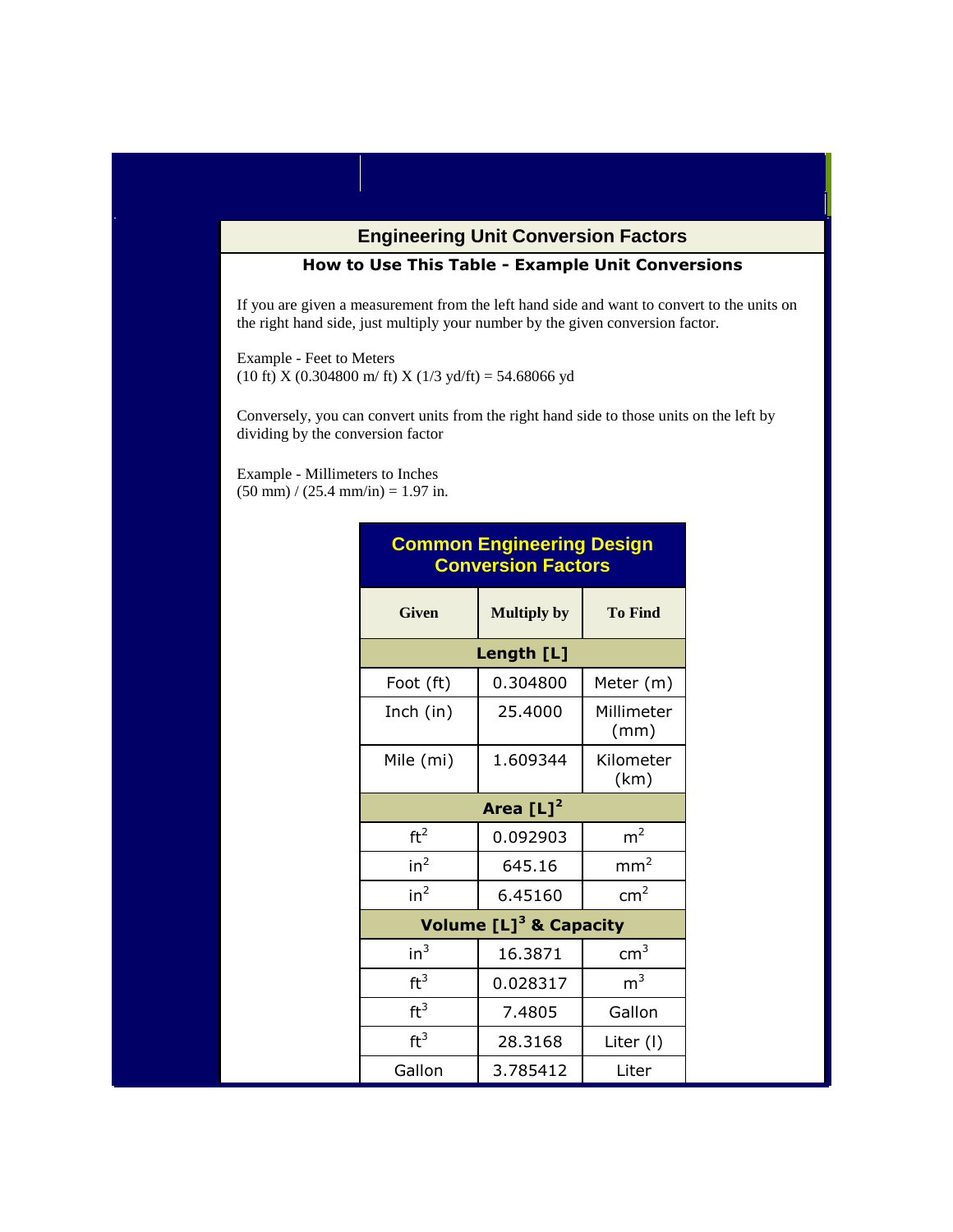# Engineering Unit Conversion Factors

## How to Use This Table - Example Unit Conversions

If you are given a measurement from the left hand side and want to convert to the units on the right hand side, just multiply your number by the given conversion factor.

Example - Feet to Meters
(10 ft) X (0.304800 m/ ft) X (1/3 yd/ft) = 54.68066 yd

Conversely, you can convert units from the right hand side to those units on the left by dividing by the conversion factor

Example - Millimeters to Inches
(50 mm) / (25.4 mm/in) = 1.97 in.

**Common Engineering Design Conversion Factors**

| Given | Multiply by | To Find |
|---|---|---|
| **Length [L]** | | |
| Foot (ft) | 0.304800 | Meter (m) |
| Inch (in) | 25.4000 | Millimeter (mm) |
| Mile (mi) | 1.609344 | Kilometer (km) |
| **Area $[L]^2$** | | |
| $ft^2$ | 0.092903 | $m^2$ |
| $in^2$ | 645.16 | $mm^2$ |
| $in^2$ | 6.45160 | $cm^2$ |
| **Volume $[L]^3$ & Capacity** | | |
| $in^3$ | 16.3871 | $cm^3$ |
| $ft^3$ | 0.028317 | $m^3$ |
| $ft^3$ | 7.4805 | Gallon |
| $ft^3$ | 28.3168 | Liter (l) |
| Gallon | 3.785412 | Liter |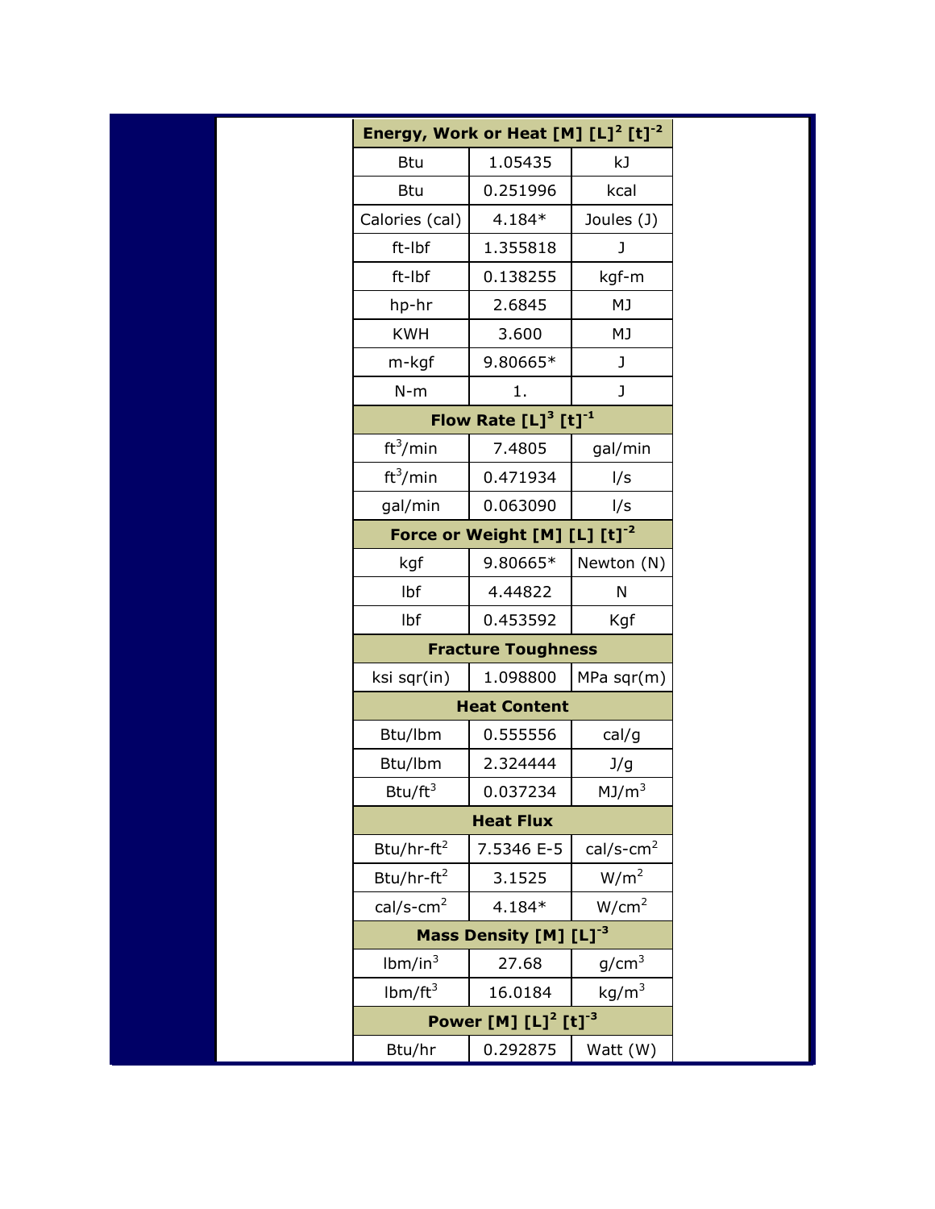| Energy, Work or Heat $[M] [L]^2 [t]^{-2}$ | | |
|---|---|---|
| Btu | 1.05435 | kJ |
| Btu | 0.251996 | kcal |
| Calories (cal) | 4.184* | Joules (J) |
| ft-lbf | 1.355818 | J |
| ft-lbf | 0.138255 | kgf-m |
| hp-hr | 2.6845 | MJ |
| KWH | 3.600 | MJ |
| m-kgf | 9.80665* | J |
| N-m | 1. | J |
| **Flow Rate $[L]^3 [t]^{-1}$** | | |
| $ft^3$/min | 7.4805 | gal/min |
| $ft^3$/min | 0.471934 | l/s |
| gal/min | 0.063090 | l/s |
| **Force or Weight $[M] [L] [t]^{-2}$** | | |
| kgf | 9.80665* | Newton (N) |
| lbf | 4.44822 | N |
| lbf | 0.453592 | Kgf |
| **Fracture Toughness** | | |
| ksi sqr(in) | 1.098800 | MPa sqr(m) |
| **Heat Content** | | |
| Btu/lbm | 0.555556 | cal/g |
| Btu/lbm | 2.324444 | J/g |
| Btu/$ft^3$ | 0.037234 | MJ/$m^3$ |
| **Heat Flux** | | |
| Btu/hr-$ft^2$ | 7.5346 E-5 | cal/s-$cm^2$ |
| Btu/hr-$ft^2$ | 3.1525 | W/$m^2$ |
| cal/s-$cm^2$ | 4.184* | W/$cm^2$ |
| **Mass Density $[M] [L]^{-3}$** | | |
| lbm/$in^3$ | 27.68 | g/$cm^3$ |
| lbm/$ft^3$ | 16.0184 | kg/$m^3$ |
| **Power $[M] [L]^2 [t]^{-3}$** | | |
| Btu/hr | 0.292875 | Watt (W) |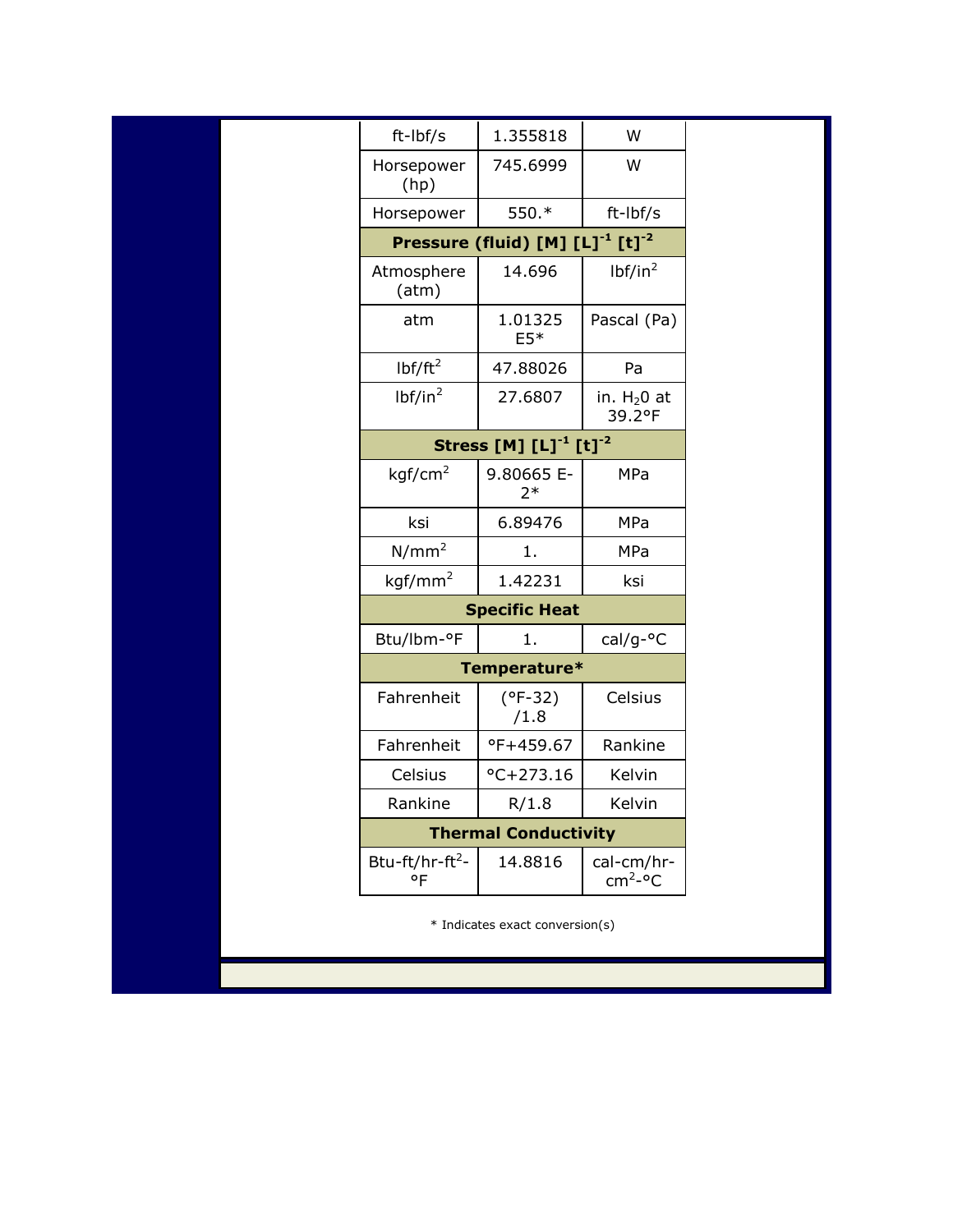| | | |
|---|---|---|
| ft-lbf/s | 1.355818 | W |
| Horsepower (hp) | 745.6999 | W |
| Horsepower | 550.* | ft-lbf/s |
| **Pressure (fluid) [M] $[L]^{-1}$ $[t]^{-2}$** | | |
| Atmosphere (atm) | 14.696 | $lbf/in^2$ |
| atm | 1.01325 E5* | Pascal (Pa) |
| $lbf/ft^2$ | 47.88026 | Pa |
| $lbf/in^2$ | 27.6807 | in. $H_20$ at 39.2°F |
| **Stress [M] $[L]^{-1}$ $[t]^{-2}$** | | |
| $kgf/cm^2$ | 9.80665 E-2* | MPa |
| ksi | 6.89476 | MPa |
| $N/mm^2$ | 1. | MPa |
| $kgf/mm^2$ | 1.42231 | ksi |
| **Specific Heat** | | |
| Btu/lbm-°F | 1. | cal/g-°C |
| **Temperature*** | | |
| Fahrenheit | (°F-32) /1.8 | Celsius |
| Fahrenheit | °F+459.67 | Rankine |
| Celsius | °C+273.16 | Kelvin |
| Rankine | R/1.8 | Kelvin |
| **Thermal Conductivity** | | |
| Btu-ft/hr-$ft^2$-°F | 14.8816 | cal-cm/hr-$cm^2$-°C |

* Indicates exact conversion(s)